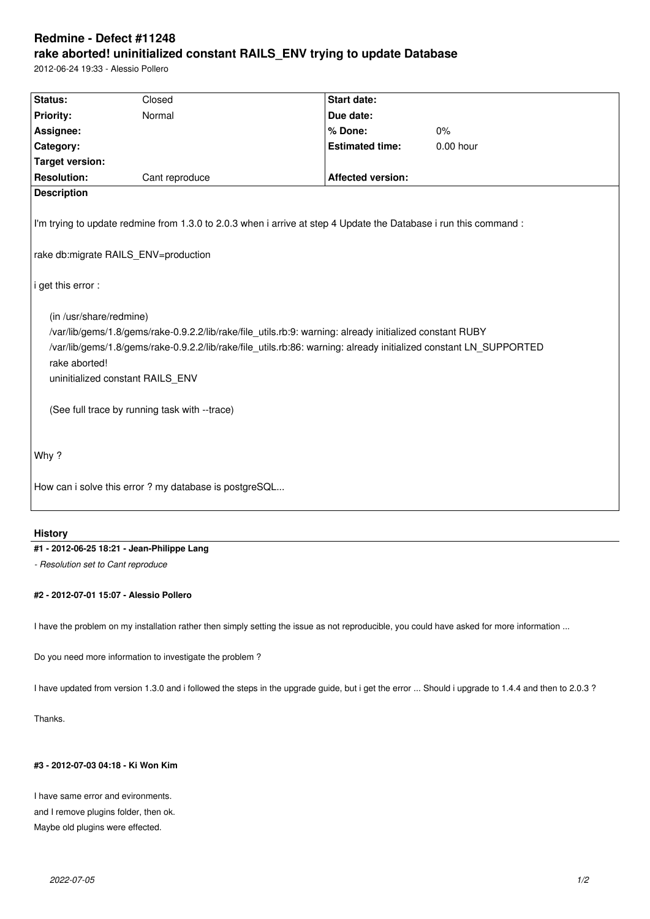# Redmine - Defect #11248

## rake aborted! uninitialized constant RAILS_ENV trying to update Database

2012-06-24 19:33 - Alessio Pollero

| | | | |
|---|---|---|---|
| **Status:** | Closed | **Start date:** | |
| **Priority:** | Normal | **Due date:** | |
| **Assignee:** | | **% Done:** | 0% |
| **Category:** | | **Estimated time:** | 0.00 hour |
| **Target version:** | | | |
| **Resolution:** | Cant reproduce | **Affected version:** | |

**Description**

I'm trying to update redmine from 1.3.0 to 2.0.3 when i arrive at step 4 Update the Database i run this command :

rake db:migrate RAILS_ENV=production

i get this error :

```
(in /usr/share/redmine)
/var/lib/gems/1.8/gems/rake-0.9.2.2/lib/rake/file_utils.rb:9: warning: already initialized constant RUBY
/var/lib/gems/1.8/gems/rake-0.9.2.2/lib/rake/file_utils.rb:86: warning: already initialized constant LN_SUPPORTED
rake aborted!
uninitialized constant RAILS_ENV

(See full trace by running task with --trace)
```

Why ?

How can i solve this error ? my database is postgreSQL...

## History

#### #1 - 2012-06-25 18:21 - Jean-Philippe Lang

*- Resolution set to Cant reproduce*

#### #2 - 2012-07-01 15:07 - Alessio Pollero

I have the problem on my installation rather then simply setting the issue as not reproducible, you could have asked for more information ...

Do you need more information to investigate the problem ?

I have updated from version 1.3.0 and i followed the steps in the upgrade guide, but i get the error ... Should i upgrade to 1.4.4 and then to 2.0.3 ?

Thanks.

#### #3 - 2012-07-03 04:18 - Ki Won Kim

I have same error and evironments.
and I remove plugins folder, then ok.
Maybe old plugins were effected.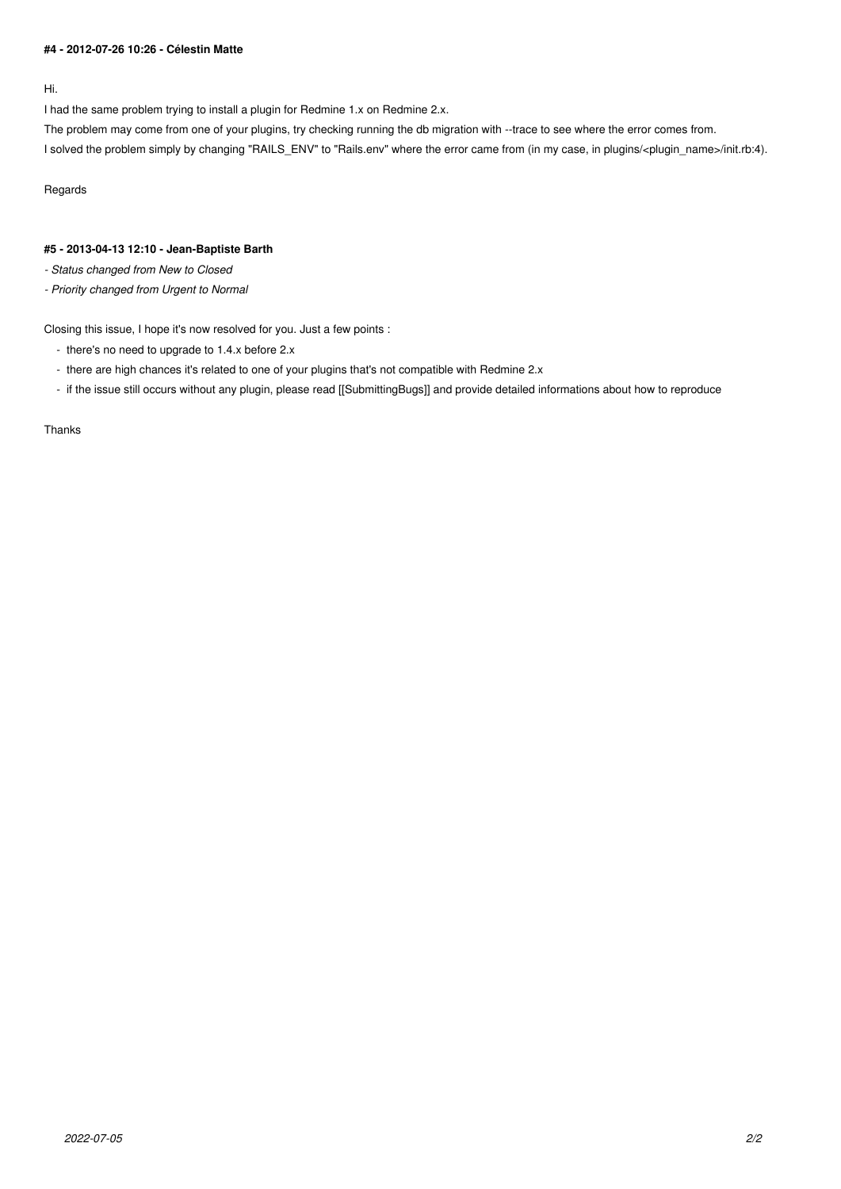#### #4 - 2012-07-26 10:26 - Célestin Matte

Hi.

I had the same problem trying to install a plugin for Redmine 1.x on Redmine 2.x.

The problem may come from one of your plugins, try checking running the db migration with --trace to see where the error comes from.

I solved the problem simply by changing "RAILS_ENV" to "Rails.env" where the error came from (in my case, in plugins/<plugin_name>/init.rb:4).

Regards

#### #5 - 2013-04-13 12:10 - Jean-Baptiste Barth

*- Status changed from New to Closed*

*- Priority changed from Urgent to Normal*

Closing this issue, I hope it's now resolved for you. Just a few points :

- there's no need to upgrade to 1.4.x before 2.x
- there are high chances it's related to one of your plugins that's not compatible with Redmine 2.x
- if the issue still occurs without any plugin, please read [[SubmittingBugs]] and provide detailed informations about how to reproduce

Thanks